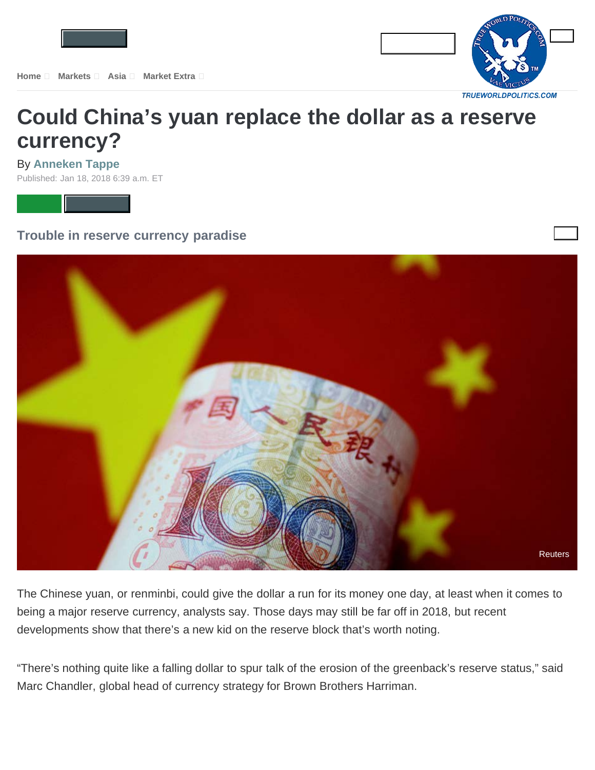Home Markets Asia Market Extra

# Could China's yuan replace the dollar as a reserve currency?

By **Anneken Tappe**

Published: Jan 18, 2018 6:39 a.m. ET

## Trouble in reserve currency paradise

Reuters

The Chinese yuan, or renminbi, could give the dollar a run for its money one day, at least when it comes to being a major reserve currency, analysts say. Those days may still be far off in 2018, but recent developments show that there's a new kid on the reserve block that's worth noting.

"There's nothing quite like a falling dollar to spur talk of the erosion of the greenback's reserve status," said Marc Chandler, global head of currency strategy for Brown Brothers Harriman.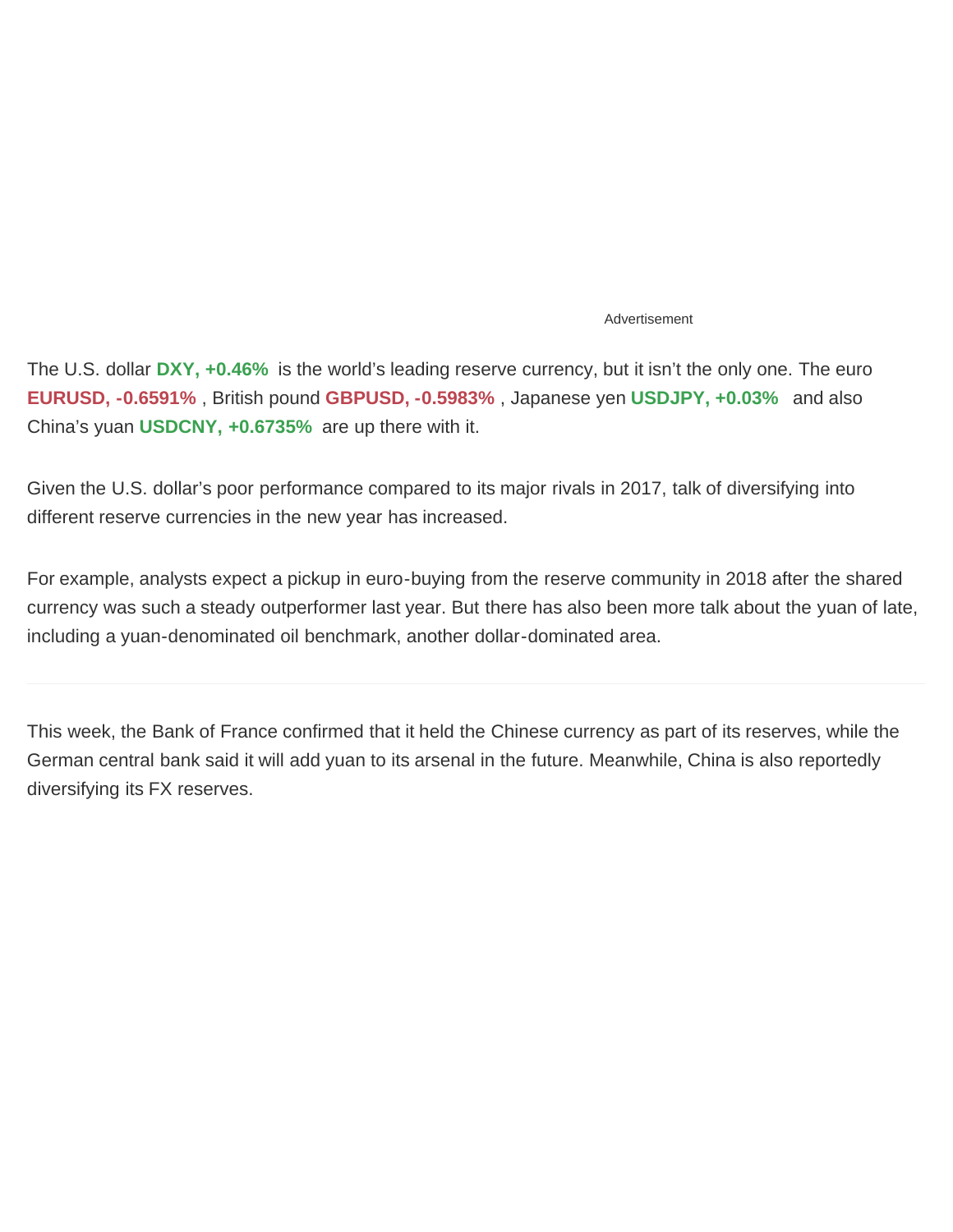The U.S. dollar **DXY, +0.46%** is the world's leading reserve currency, but it isn't the only one. The euro **EURUSD, -0.6591%** , British pound **GBPUSD, -0.5983%** , Japanese yen **USDJPY, +0.03%** and also China's yuan **USDCNY, +0.6735%** are up there with it.

Given the U.S. dollar's poor performance compared to its major rivals in 2017, talk of diversifying into different reserve currencies in the new year has increased.

For example, analysts expect a pickup in euro-buying from the reserve community in 2018 after the shared currency was such a steady outperformer last year. But there has also been more talk about the yuan of late, including a yuan-denominated oil benchmark, another dollar-dominated area.

---

This week, the Bank of France confirmed that it held the Chinese currency as part of its reserves, while the German central bank said it will add yuan to its arsenal in the future. Meanwhile, China is also reportedly diversifying its FX reserves.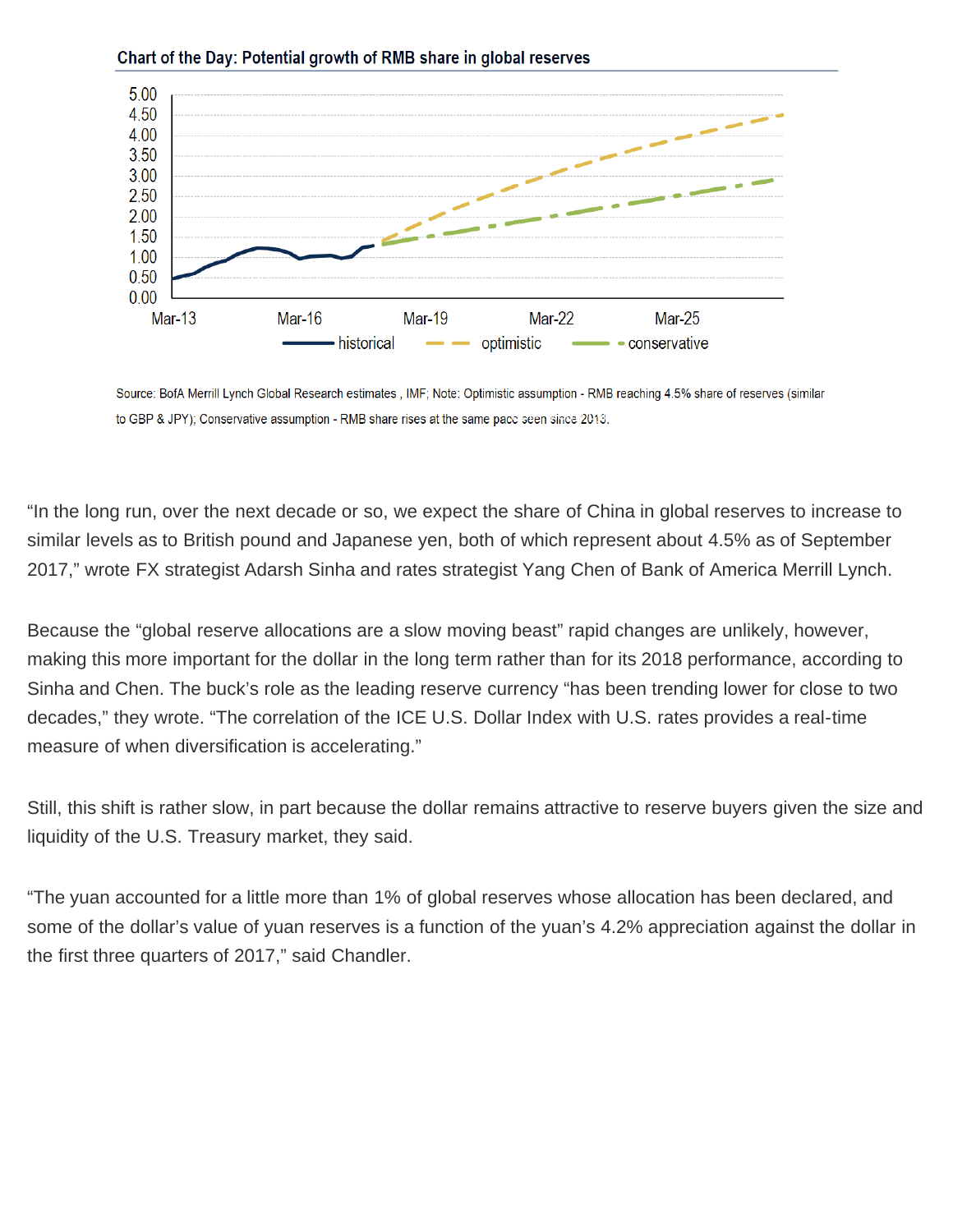**Chart of the Day: Potential growth of RMB share in global reserves**

5.00
4.50
4.00
3.50
3.00
2.50
2.00
1.50
1.00
0.50
0.00

Mar-13 Mar-16 Mar-19 Mar-22 Mar-25

historical optimistic conservative

Source: BofA Merrill Lynch Global Research estimates , IMF; Note: Optimistic assumption - RMB reaching 4.5% share of reserves (similar to GBP & JPY); Conservative assumption - RMB share rises at the same pace seen since 2013.

"In the long run, over the next decade or so, we expect the share of China in global reserves to increase to similar levels as to British pound and Japanese yen, both of which represent about 4.5% as of September 2017," wrote FX strategist Adarsh Sinha and rates strategist Yang Chen of Bank of America Merrill Lynch.

Because the "global reserve allocations are a slow moving beast" rapid changes are unlikely, however, making this more important for the dollar in the long term rather than for its 2018 performance, according to Sinha and Chen. The buck's role as the leading reserve currency "has been trending lower for close to two decades," they wrote. "The correlation of the ICE U.S. Dollar Index with U.S. rates provides a real-time measure of when diversification is accelerating."

Still, this shift is rather slow, in part because the dollar remains attractive to reserve buyers given the size and liquidity of the U.S. Treasury market, they said.

"The yuan accounted for a little more than 1% of global reserves whose allocation has been declared, and some of the dollar's value of yuan reserves is a function of the yuan's 4.2% appreciation against the dollar in the first three quarters of 2017," said Chandler.